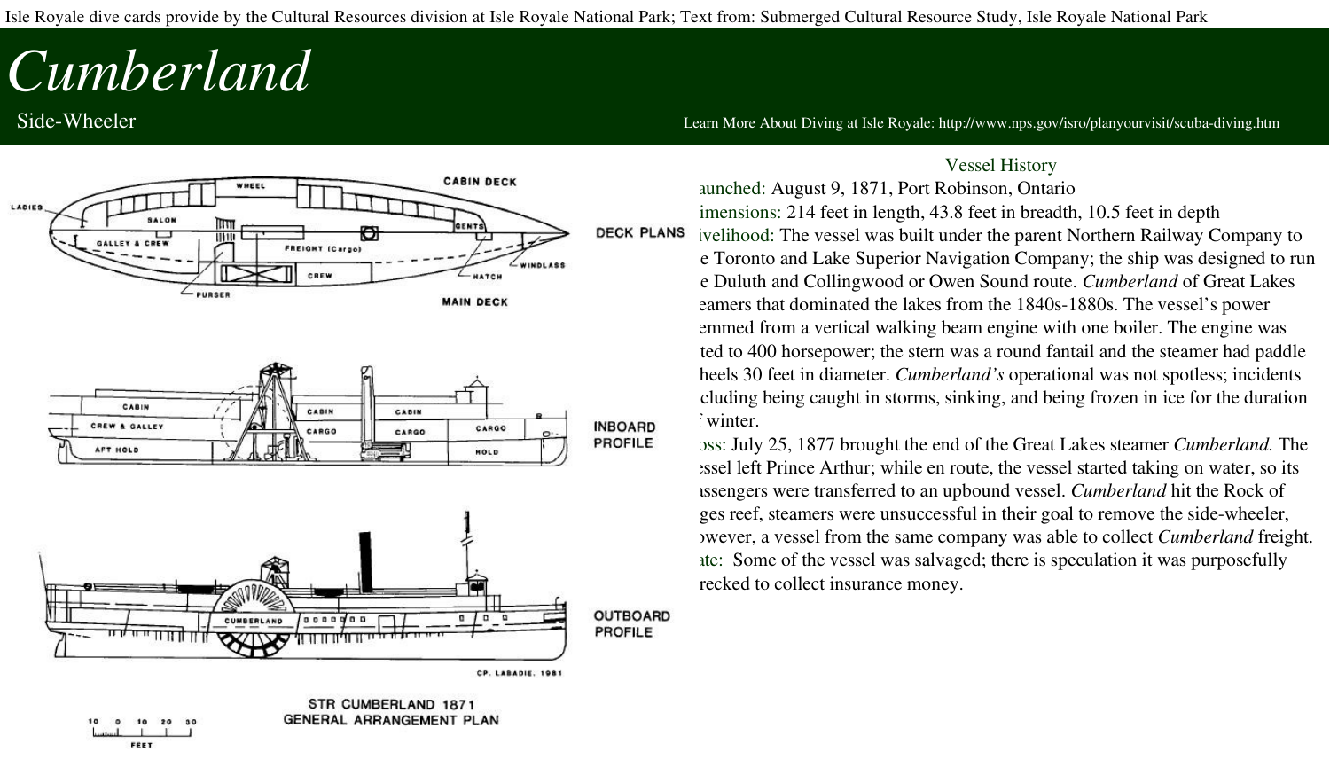Isle Royale dive cards provide by the Cultural Resources division at Isle Royale National Park; Text from: Submerged Cultural Resource Study, Isle Royale National Park

# *Cumberland*

Side-Wheeler

Learn More About Diving at Isle Royale: http://www.nps.gov/isro/planyourvisit/scuba-diving.htm

CABIN DECK

MAIN DECK

DECK PLANS

INBOARD PROFILE

OUTBOARD PROFILE

CP. LABADIE, 1981

STR CUMBERLAND 1871
GENERAL ARRANGEMENT PLAN

## Vessel History

aunched: August 9, 1871, Port Robinson, Ontario

imensions: 214 feet in length, 43.8 feet in breadth, 10.5 feet in depth

ivelihood: The vessel was built under the parent Northern Railway Company to e Toronto and Lake Superior Navigation Company; the ship was designed to run e Duluth and Collingwood or Owen Sound route. *Cumberland* of Great Lakes eamers that dominated the lakes from the 1840s-1880s. The vessel's power emmed from a vertical walking beam engine with one boiler. The engine was ted to 400 horsepower; the stern was a round fantail and the steamer had paddle heels 30 feet in diameter. *Cumberland's* operational was not spotless; incidents cluding being caught in storms, sinking, and being frozen in ice for the duration winter.

oss: July 25, 1877 brought the end of the Great Lakes steamer *Cumberland.* The ssel left Prince Arthur; while en route, the vessel started taking on water, so its assengers were transferred to an upbound vessel. *Cumberland* hit the Rock of ges reef, steamers were unsuccessful in their goal to remove the side-wheeler, owever, a vessel from the same company was able to collect *Cumberland* freight.

ate: Some of the vessel was salvaged; there is speculation it was purposefully recked to collect insurance money.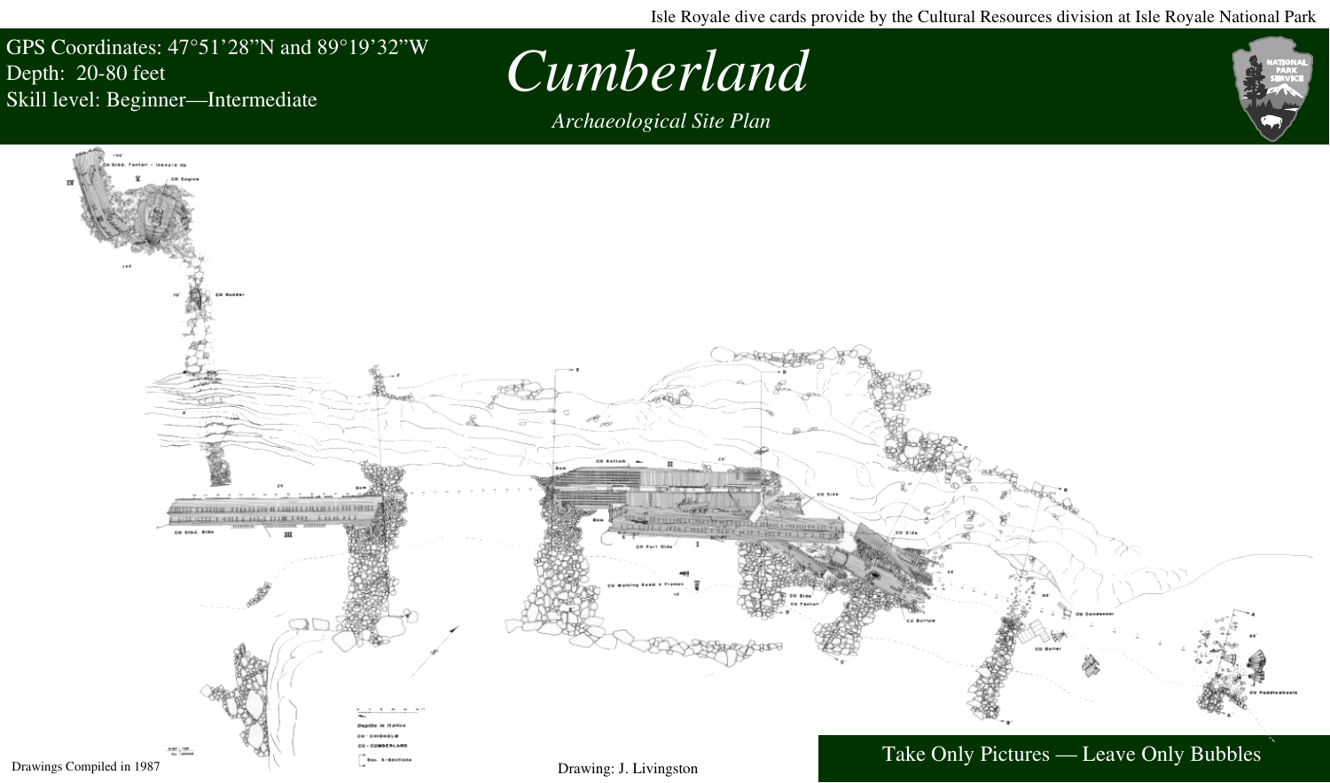Isle Royale dive cards provide by the Cultural Resources division at Isle Royale National Park

GPS Coordinates: 47°51'28"N and 89°19'32"W
Depth: 20-80 feet
Skill level: Beginner—Intermediate

# *Cumberland*

*Archaeological Site Plan*

CH Stbd. Fantail – Inboard Up

CH Engine

CH Rudder

CH Stbd. Side

CH Bottom

CH Port Side

CU Side

CU Walking Beam & Frames

CU Side

CU Fantail

CU Bottom

CU Condenser

CU Boiler

CU Paddlewheels

Depths in Italics
CH - CHISHOLM
CU - CUMBERLAND

Drawings Compiled in 1987

Drawing: J. Livingston

Take Only Pictures — Leave Only Bubbles